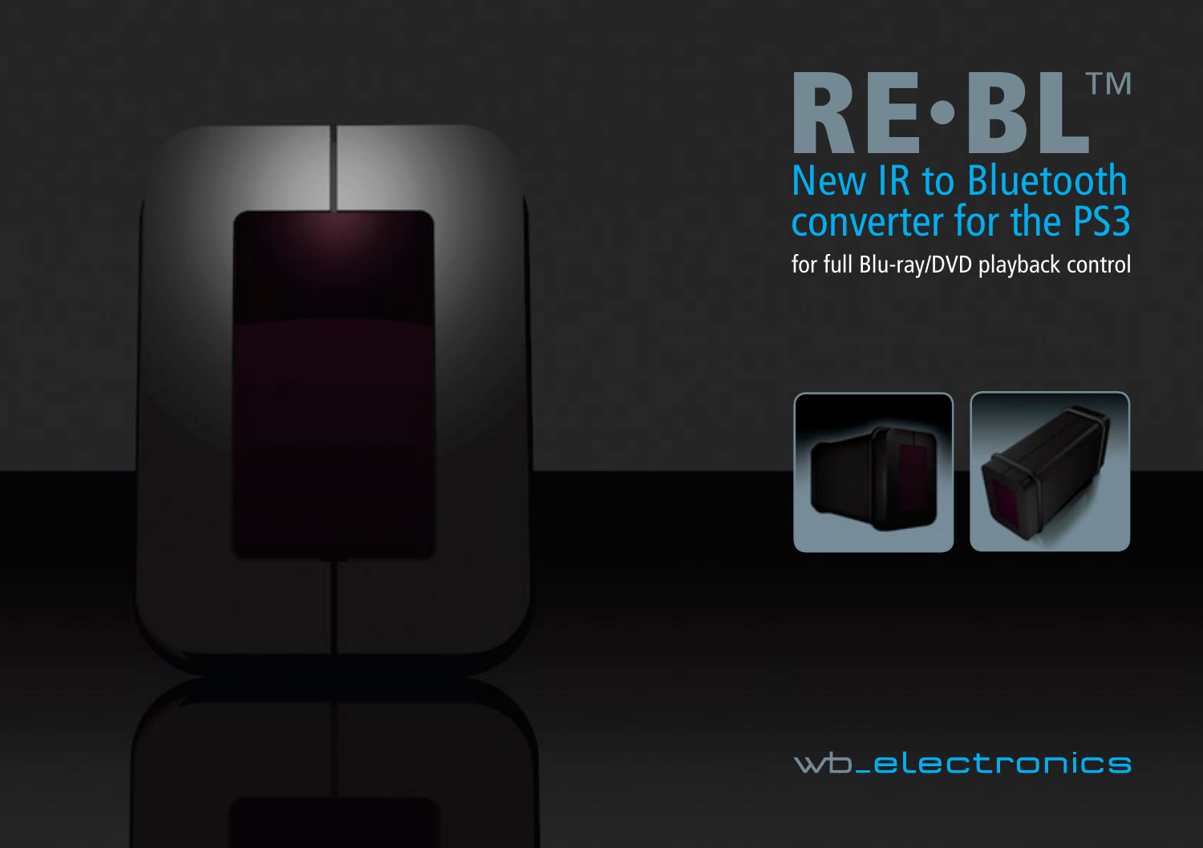# RE•BL™

## New IR to Bluetooth converter for the PS3

for full Blu-ray/DVD playback control

wb_electronics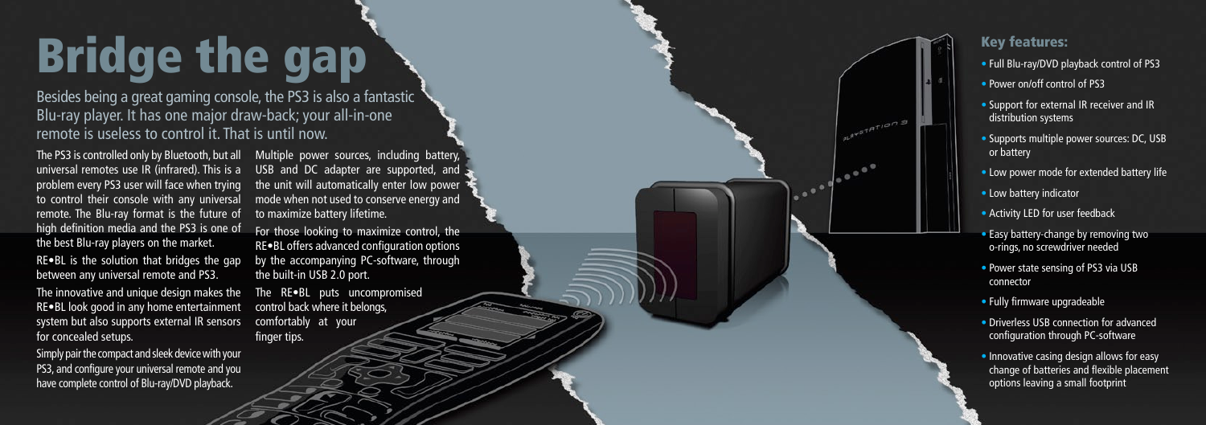# Bridge the gap

Besides being a great gaming console, the PS3 is also a fantastic Blu-ray player. It has one major draw-back; your all-in-one remote is useless to control it. That is until now.

The PS3 is controlled only by Bluetooth, but all universal remotes use IR (infrared). This is a problem every PS3 user will face when trying to control their console with any universal remote. The Blu-ray format is the future of high definition media and the PS3 is one of the best Blu-ray players on the market.

RE•BL is the solution that bridges the gap between any universal remote and PS3.

The innovative and unique design makes the RE•BL look good in any home entertainment system but also supports external IR sensors for concealed setups.

Simply pair the compact and sleek device with your PS3, and configure your universal remote and you have complete control of Blu-ray/DVD playback.

Multiple power sources, including battery, USB and DC adapter are supported, and the unit will automatically enter low power mode when not used to conserve energy and to maximize battery lifetime.

For those looking to maximize control, the RE•BL offers advanced configuration options by the accompanying PC-software, through the built-in USB 2.0 port.

The RE•BL puts uncompromised control back where it belongs, comfortably at your finger tips.

## Key features:

- Full Blu-ray/DVD playback control of PS3
- Power on/off control of PS3
- Support for external IR receiver and IR distribution systems
- Supports multiple power sources: DC, USB or battery
- Low power mode for extended battery life
- Low battery indicator
- Activity LED for user feedback
- Easy battery-change by removing two o-rings, no screwdriver needed
- Power state sensing of PS3 via USB connector
- Fully firmware upgradeable
- Driverless USB connection for advanced configuration through PC-software
- Innovative casing design allows for easy change of batteries and flexible placement options leaving a small footprint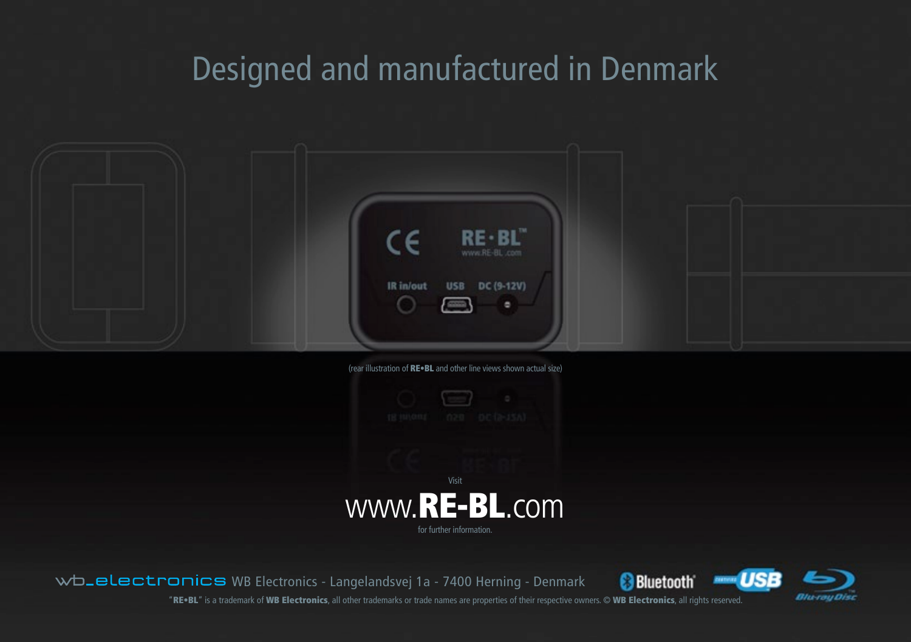# Designed and manufactured in Denmark

CE

RE•BL™
www.RE-BL.com

IR in/out USB DC (9-12V)

(rear illustration of **RE•BL** and other line views shown actual size)

Visit

www.**RE-BL**.com

for further information.

wb_electronics WB Electronics - Langelandsvej 1a - 7400 Herning - Denmark

"**RE•BL**" is a trademark of **WB Electronics**, all other trademarks or trade names are properties of their respective owners. © **WB Electronics**, all rights reserved.

Bluetooth® CERTIFIED USB Blu-ray Disc™